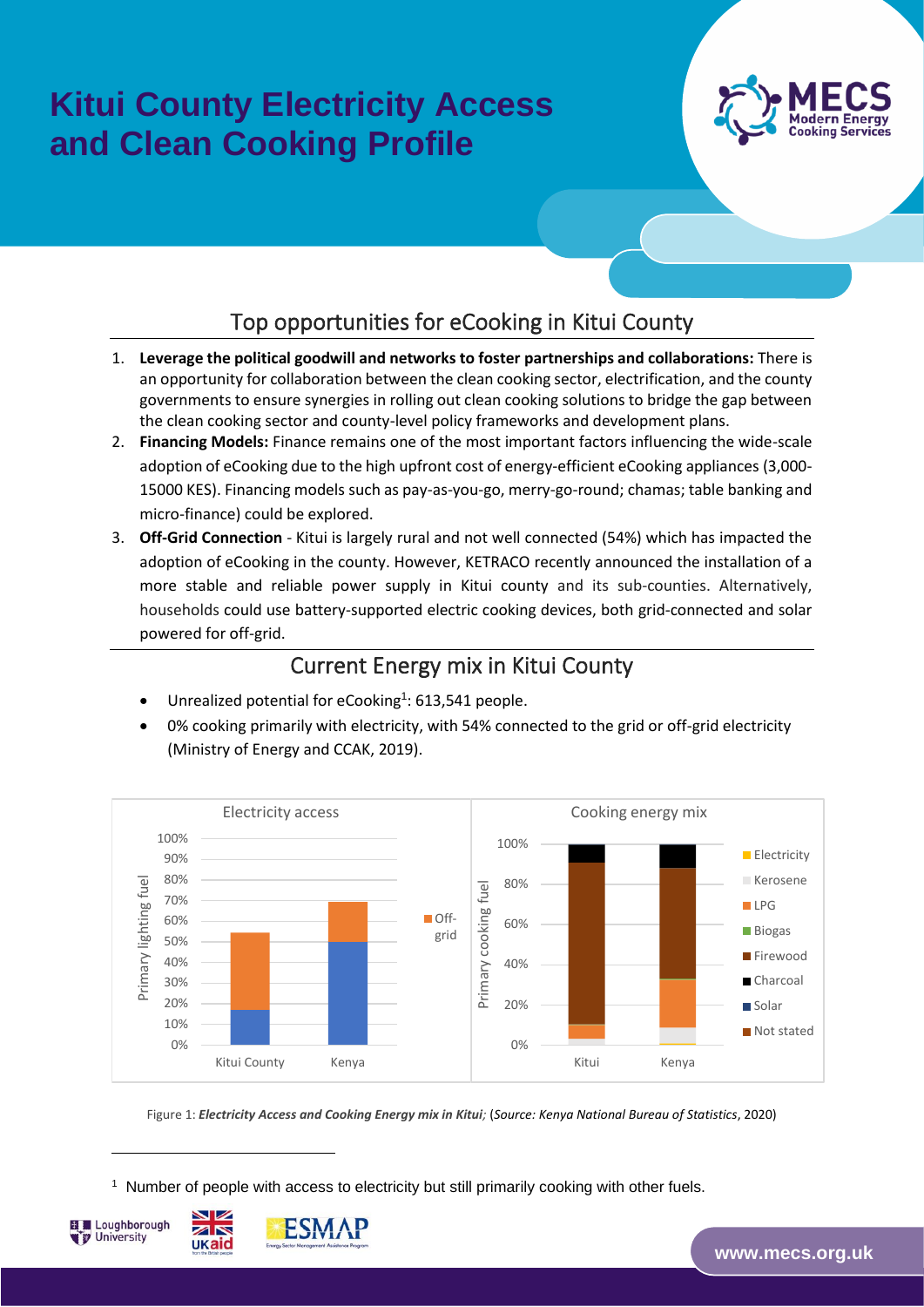# Kitui County Electricity Access and Clean Cooking Profile

## Top opportunities for eCooking in Kitui County

1. **Leverage the political goodwill and networks to foster partnerships and collaborations:** There is an opportunity for collaboration between the clean cooking sector, electrification, and the county governments to ensure synergies in rolling out clean cooking solutions to bridge the gap between the clean cooking sector and county-level policy frameworks and development plans.
2. **Financing Models:** Finance remains one of the most important factors influencing the wide-scale adoption of eCooking due to the high upfront cost of energy-efficient eCooking appliances (3,000-15000 KES). Financing models such as pay-as-you-go, merry-go-round; chamas; table banking and micro-finance) could be explored.
3. **Off-Grid Connection** - Kitui is largely rural and not well connected (54%) which has impacted the adoption of eCooking in the county. However, KETRACO recently announced the installation of a more stable and reliable power supply in Kitui county and its sub-counties. Alternatively, households could use battery-supported electric cooking devices, both grid-connected and solar powered for off-grid.

## Current Energy mix in Kitui County

- Unrealized potential for eCooking[1]: 613,541 people.
- 0% cooking primarily with electricity, with 54% connected to the grid or off-grid electricity (Ministry of Energy and CCAK, 2019).

Figure 1: ***Electricity Access and Cooking Energy mix in Kitui****;* (*Source: Kenya National Bureau of Statistics*, 2020)

[1] Number of people with access to electricity but still primarily cooking with other fuels.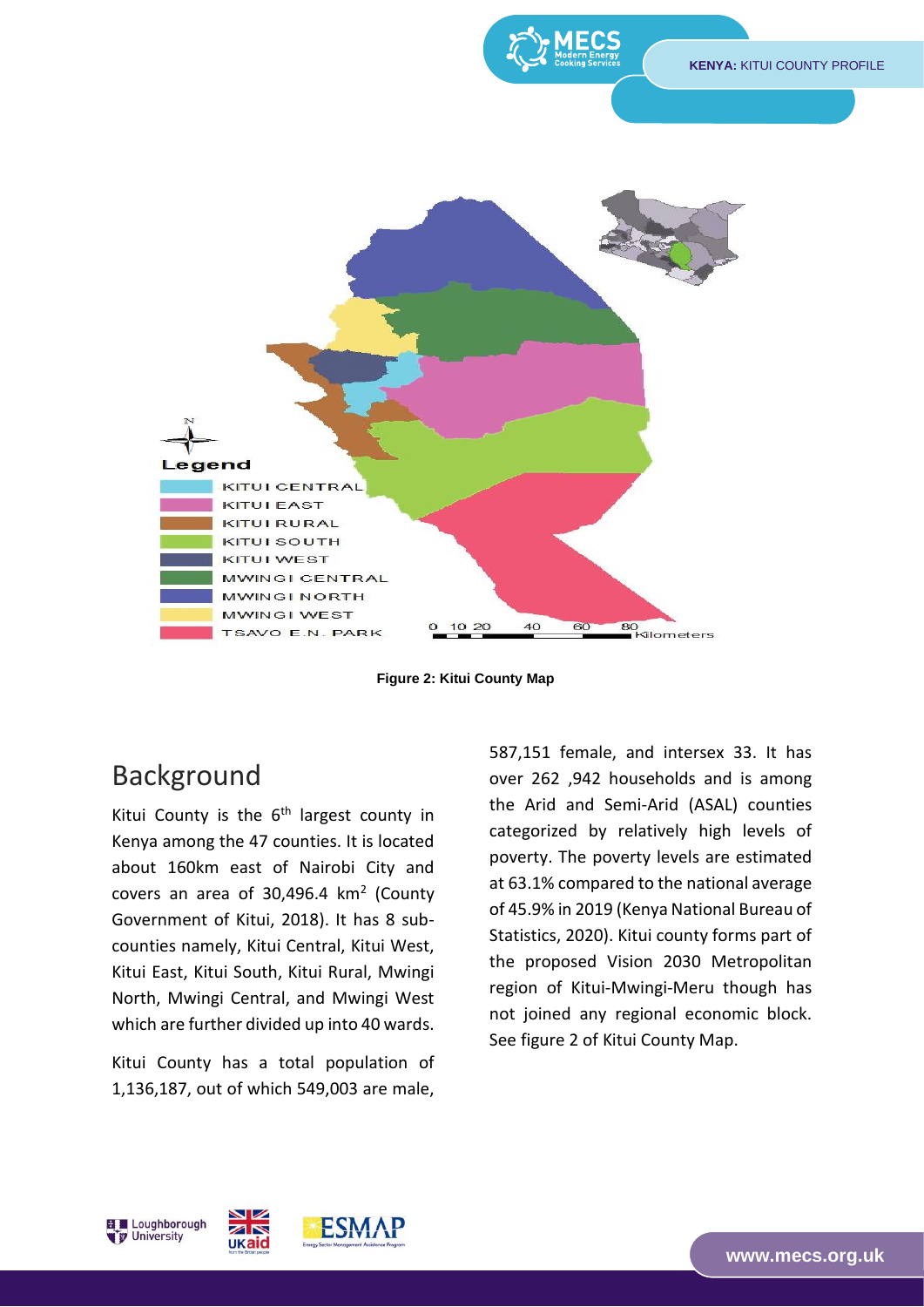Figure 2: Kitui County Map

## Background

Kitui County is the 6th largest county in Kenya among the 47 counties. It is located about 160km east of Nairobi City and covers an area of 30,496.4 km$^2$ (County Government of Kitui, 2018). It has 8 sub-counties namely, Kitui Central, Kitui West, Kitui East, Kitui South, Kitui Rural, Mwingi North, Mwingi Central, and Mwingi West which are further divided up into 40 wards.

Kitui County has a total population of 1,136,187, out of which 549,003 are male, 587,151 female, and intersex 33. It has over 262 ,942 households and is among the Arid and Semi-Arid (ASAL) counties categorized by relatively high levels of poverty. The poverty levels are estimated at 63.1% compared to the national average of 45.9% in 2019 (Kenya National Bureau of Statistics, 2020). Kitui county forms part of the proposed Vision 2030 Metropolitan region of Kitui-Mwingi-Meru though has not joined any regional economic block. See figure 2 of Kitui County Map.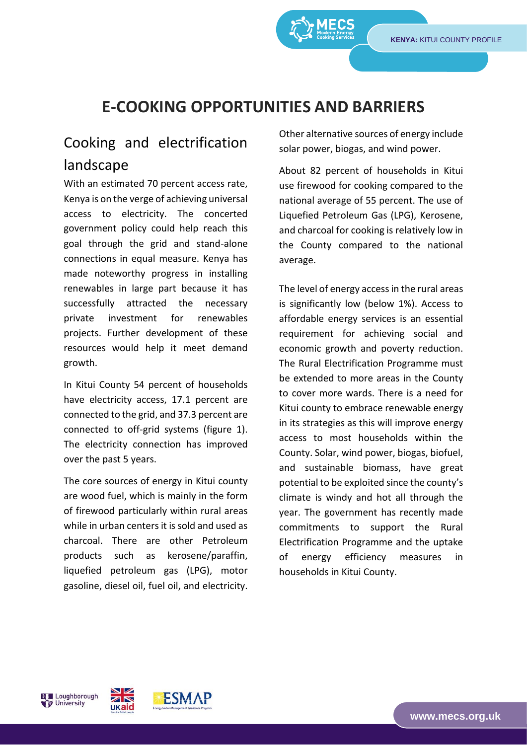# E-COOKING OPPORTUNITIES AND BARRIERS

## Cooking and electrification landscape

With an estimated 70 percent access rate, Kenya is on the verge of achieving universal access to electricity. The concerted government policy could help reach this goal through the grid and stand-alone connections in equal measure. Kenya has made noteworthy progress in installing renewables in large part because it has successfully attracted the necessary private investment for renewables projects. Further development of these resources would help it meet demand growth.

In Kitui County 54 percent of households have electricity access, 17.1 percent are connected to the grid, and 37.3 percent are connected to off-grid systems (figure 1). The electricity connection has improved over the past 5 years.

The core sources of energy in Kitui county are wood fuel, which is mainly in the form of firewood particularly within rural areas while in urban centers it is sold and used as charcoal. There are other Petroleum products such as kerosene/paraffin, liquefied petroleum gas (LPG), motor gasoline, diesel oil, fuel oil, and electricity. Other alternative sources of energy include solar power, biogas, and wind power.

About 82 percent of households in Kitui use firewood for cooking compared to the national average of 55 percent. The use of Liquefied Petroleum Gas (LPG), Kerosene, and charcoal for cooking is relatively low in the County compared to the national average.

The level of energy access in the rural areas is significantly low (below 1%). Access to affordable energy services is an essential requirement for achieving social and economic growth and poverty reduction. The Rural Electrification Programme must be extended to more areas in the County to cover more wards. There is a need for Kitui county to embrace renewable energy in its strategies as this will improve energy access to most households within the County. Solar, wind power, biogas, biofuel, and sustainable biomass, have great potential to be exploited since the county's climate is windy and hot all through the year. The government has recently made commitments to support the Rural Electrification Programme and the uptake of energy efficiency measures in households in Kitui County.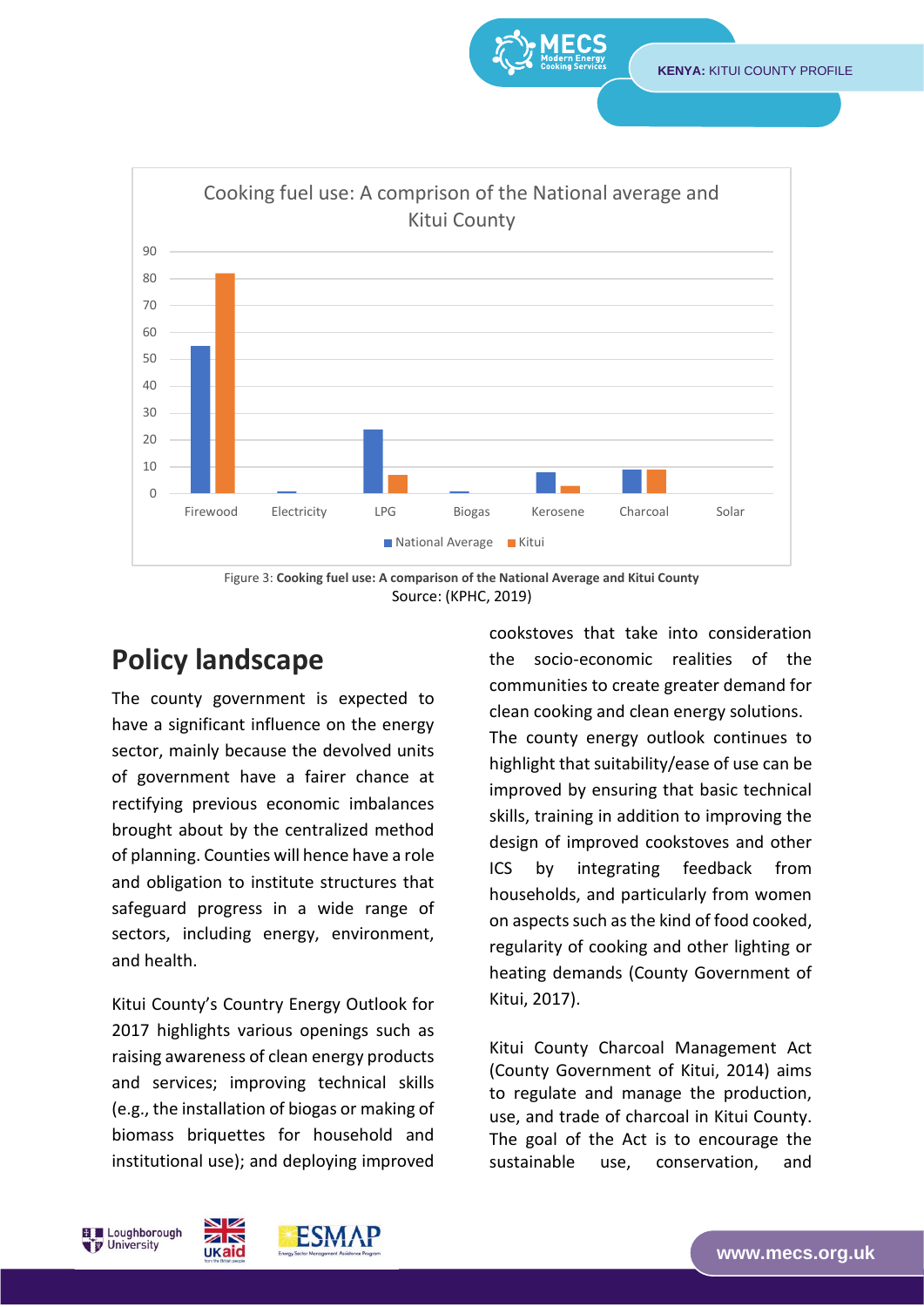Cooking fuel use: A comprison of the National average and Kitui County

Figure 3: **Cooking fuel use: A comparison of the National Average and Kitui County**
Source: (KPHC, 2019)

## Policy landscape

The county government is expected to have a significant influence on the energy sector, mainly because the devolved units of government have a fairer chance at rectifying previous economic imbalances brought about by the centralized method of planning. Counties will hence have a role and obligation to institute structures that safeguard progress in a wide range of sectors, including energy, environment, and health.

Kitui County's Country Energy Outlook for 2017 highlights various openings such as raising awareness of clean energy products and services; improving technical skills (e.g., the installation of biogas or making of biomass briquettes for household and institutional use); and deploying improved cookstoves that take into consideration the socio-economic realities of the communities to create greater demand for clean cooking and clean energy solutions. The county energy outlook continues to highlight that suitability/ease of use can be improved by ensuring that basic technical skills, training in addition to improving the design of improved cookstoves and other ICS by integrating feedback from households, and particularly from women on aspects such as the kind of food cooked, regularity of cooking and other lighting or heating demands (County Government of Kitui, 2017).

Kitui County Charcoal Management Act (County Government of Kitui, 2014) aims to regulate and manage the production, use, and trade of charcoal in Kitui County. The goal of the Act is to encourage the sustainable use, conservation, and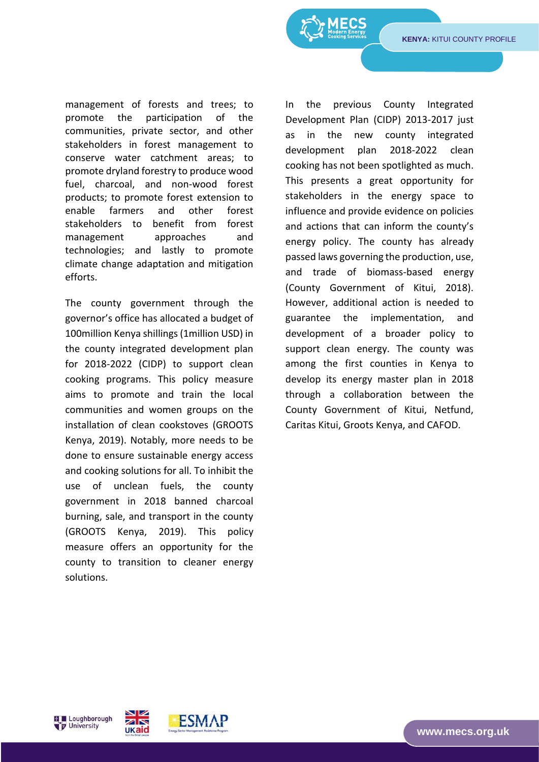management of forests and trees; to promote the participation of the communities, private sector, and other stakeholders in forest management to conserve water catchment areas; to promote dryland forestry to produce wood fuel, charcoal, and non-wood forest products; to promote forest extension to enable farmers and other forest stakeholders to benefit from forest management approaches and technologies; and lastly to promote climate change adaptation and mitigation efforts.

The county government through the governor's office has allocated a budget of 100million Kenya shillings (1million USD) in the county integrated development plan for 2018-2022 (CIDP) to support clean cooking programs. This policy measure aims to promote and train the local communities and women groups on the installation of clean cookstoves (GROOTS Kenya, 2019). Notably, more needs to be done to ensure sustainable energy access and cooking solutions for all. To inhibit the use of unclean fuels, the county government in 2018 banned charcoal burning, sale, and transport in the county (GROOTS Kenya, 2019). This policy measure offers an opportunity for the county to transition to cleaner energy solutions.

In the previous County Integrated Development Plan (CIDP) 2013-2017 just as in the new county integrated development plan 2018-2022 clean cooking has not been spotlighted as much. This presents a great opportunity for stakeholders in the energy space to influence and provide evidence on policies and actions that can inform the county's energy policy. The county has already passed laws governing the production, use, and trade of biomass-based energy (County Government of Kitui, 2018). However, additional action is needed to guarantee the implementation, and development of a broader policy to support clean energy. The county was among the first counties in Kenya to develop its energy master plan in 2018 through a collaboration between the County Government of Kitui, Netfund, Caritas Kitui, Groots Kenya, and CAFOD.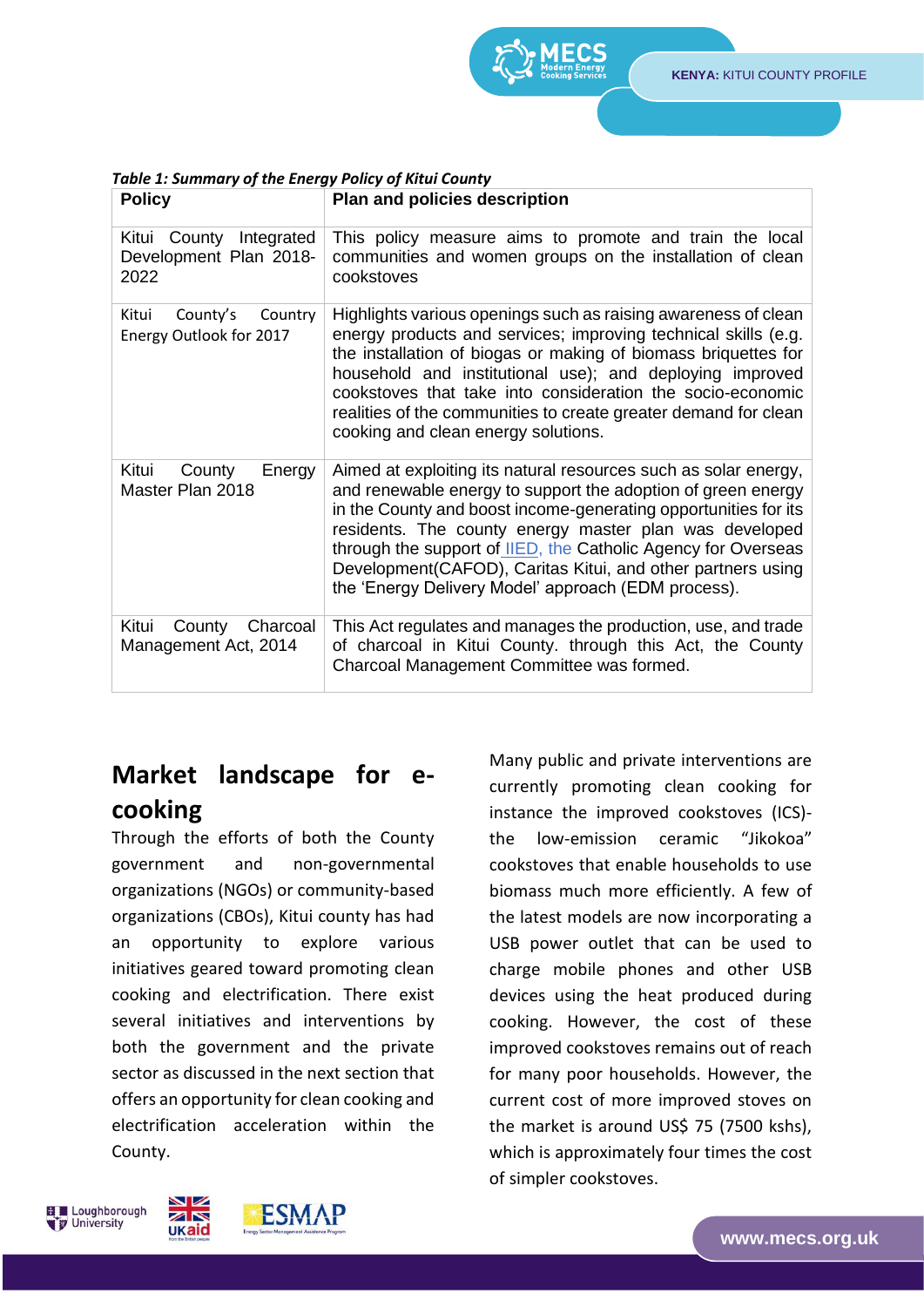*Table 1: Summary of the Energy Policy of Kitui County*

| Policy | Plan and policies description |
|---|---|
| Kitui County Integrated Development Plan 2018-2022 | This policy measure aims to promote and train the local communities and women groups on the installation of clean cookstoves |
| Kitui County's Country Energy Outlook for 2017 | Highlights various openings such as raising awareness of clean energy products and services; improving technical skills (e.g. the installation of biogas or making of biomass briquettes for household and institutional use); and deploying improved cookstoves that take into consideration the socio-economic realities of the communities to create greater demand for clean cooking and clean energy solutions. |
| Kitui County Energy Master Plan 2018 | Aimed at exploiting its natural resources such as solar energy, and renewable energy to support the adoption of green energy in the County and boost income-generating opportunities for its residents. The county energy master plan was developed through the support of IIED, the Catholic Agency for Overseas Development(CAFOD), Caritas Kitui, and other partners using the 'Energy Delivery Model' approach (EDM process). |
| Kitui County Charcoal Management Act, 2014 | This Act regulates and manages the production, use, and trade of charcoal in Kitui County. through this Act, the County Charcoal Management Committee was formed. |

## Market landscape for e-cooking

Through the efforts of both the County government and non-governmental organizations (NGOs) or community-based organizations (CBOs), Kitui county has had an opportunity to explore various initiatives geared toward promoting clean cooking and electrification. There exist several initiatives and interventions by both the government and the private sector as discussed in the next section that offers an opportunity for clean cooking and electrification acceleration within the County.

Many public and private interventions are currently promoting clean cooking for instance the improved cookstoves (ICS)- the low-emission ceramic "Jikokoa" cookstoves that enable households to use biomass much more efficiently. A few of the latest models are now incorporating a USB power outlet that can be used to charge mobile phones and other USB devices using the heat produced during cooking. However, the cost of these improved cookstoves remains out of reach for many poor households. However, the current cost of more improved stoves on the market is around US$ 75 (7500 kshs), which is approximately four times the cost of simpler cookstoves.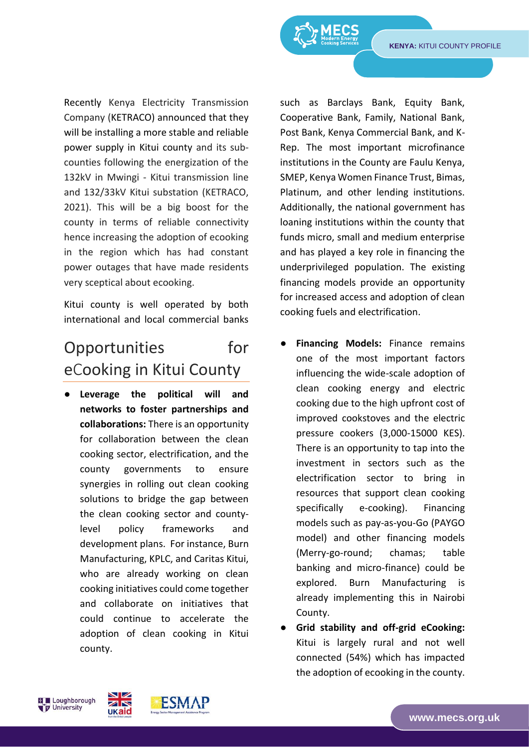Recently Kenya Electricity Transmission Company (KETRACO) announced that they will be installing a more stable and reliable power supply in Kitui county and its sub-counties following the energization of the 132kV in Mwingi - Kitui transmission line and 132/33kV Kitui substation (KETRACO, 2021). This will be a big boost for the county in terms of reliable connectivity hence increasing the adoption of ecooking in the region which has had constant power outages that have made residents very sceptical about ecooking.

Kitui county is well operated by both international and local commercial banks such as Barclays Bank, Equity Bank, Cooperative Bank, Family, National Bank, Post Bank, Kenya Commercial Bank, and K-Rep. The most important microfinance institutions in the County are Faulu Kenya, SMEP, Kenya Women Finance Trust, Bimas, Platinum, and other lending institutions. Additionally, the national government has loaning institutions within the county that funds micro, small and medium enterprise and has played a key role in financing the underprivileged population. The existing financing models provide an opportunity for increased access and adoption of clean cooking fuels and electrification.

## Opportunities for eCooking in Kitui County

- **Leverage the political will and networks to foster partnerships and collaborations:** There is an opportunity for collaboration between the clean cooking sector, electrification, and the county governments to ensure synergies in rolling out clean cooking solutions to bridge the gap between the clean cooking sector and county-level policy frameworks and development plans. For instance, Burn Manufacturing, KPLC, and Caritas Kitui, who are already working on clean cooking initiatives could come together and collaborate on initiatives that could continue to accelerate the adoption of clean cooking in Kitui county.
- **Financing Models:** Finance remains one of the most important factors influencing the wide-scale adoption of clean cooking energy and electric cooking due to the high upfront cost of improved cookstoves and the electric pressure cookers (3,000-15000 KES). There is an opportunity to tap into the investment in sectors such as the electrification sector to bring in resources that support clean cooking specifically e-cooking). Financing models such as pay-as-you-Go (PAYGO model) and other financing models (Merry-go-round; chamas; table banking and micro-finance) could be explored. Burn Manufacturing is already implementing this in Nairobi County.
- **Grid stability and off-grid eCooking:** Kitui is largely rural and not well connected (54%) which has impacted the adoption of ecooking in the county.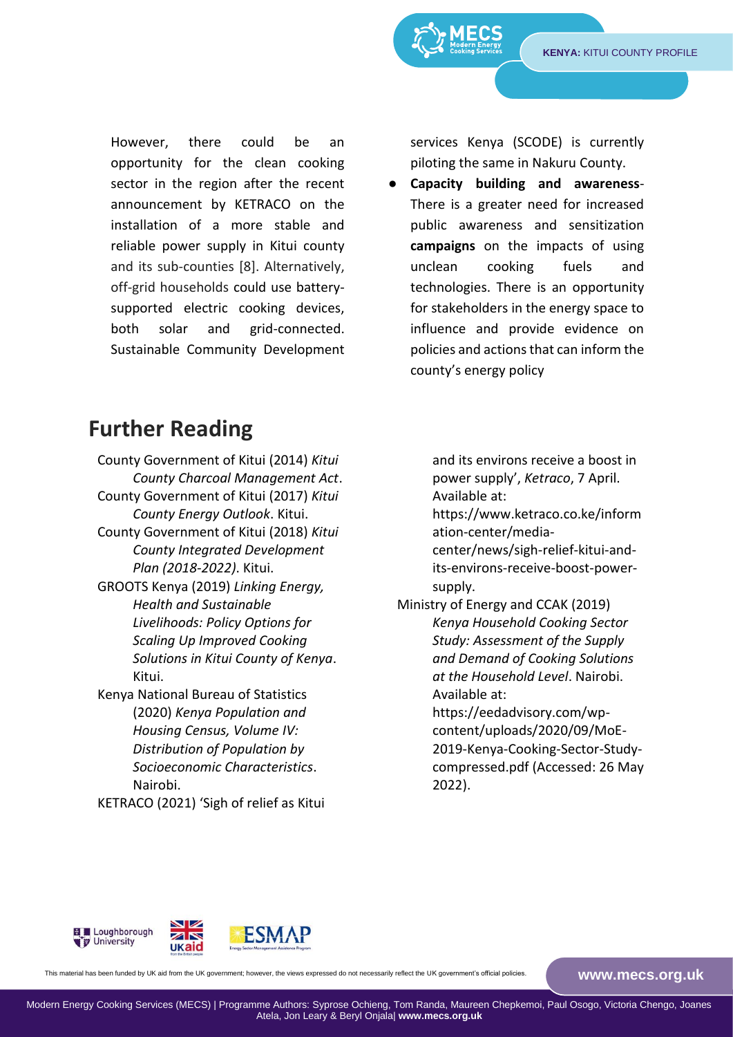However, there could be an opportunity for the clean cooking sector in the region after the recent announcement by KETRACO on the installation of a more stable and reliable power supply in Kitui county and its sub-counties [8]. Alternatively, off-grid households could use battery-supported electric cooking devices, both solar and grid-connected. Sustainable Community Development services Kenya (SCODE) is currently piloting the same in Nakuru County.

- **Capacity building and awareness**- There is a greater need for increased public awareness and sensitization **campaigns** on the impacts of using unclean cooking fuels and technologies. There is an opportunity for stakeholders in the energy space to influence and provide evidence on policies and actions that can inform the county's energy policy

## Further Reading

County Government of Kitui (2014) *Kitui County Charcoal Management Act*.

County Government of Kitui (2017) *Kitui County Energy Outlook*. Kitui.

County Government of Kitui (2018) *Kitui County Integrated Development Plan (2018-2022)*. Kitui.

GROOTS Kenya (2019) *Linking Energy, Health and Sustainable Livelihoods: Policy Options for Scaling Up Improved Cooking Solutions in Kitui County of Kenya*. Kitui.

Kenya National Bureau of Statistics (2020) *Kenya Population and Housing Census, Volume IV: Distribution of Population by Socioeconomic Characteristics*. Nairobi.

KETRACO (2021) 'Sigh of relief as Kitui and its environs receive a boost in power supply', *Ketraco*, 7 April. Available at: https://www.ketraco.co.ke/information-center/media-center/news/sigh-relief-kitui-and-its-environs-receive-boost-power-supply.

Ministry of Energy and CCAK (2019) *Kenya Household Cooking Sector Study: Assessment of the Supply and Demand of Cooking Solutions at the Household Level*. Nairobi. Available at: https://eedadvisory.com/wp-content/uploads/2020/09/MoE-2019-Kenya-Cooking-Sector-Study-compressed.pdf (Accessed: 26 May 2022).

This material has been funded by UK aid from the UK government; however, the views expressed do not necessarily reflect the UK government's official policies.

Modern Energy Cooking Services (MECS) | Programme Authors: Syprose Ochieng, Tom Randa, Maureen Chepkemoi, Paul Osogo, Victoria Chengo, Joanes Atela, Jon Leary & Beryl Onjala| **www.mecs.org.uk**